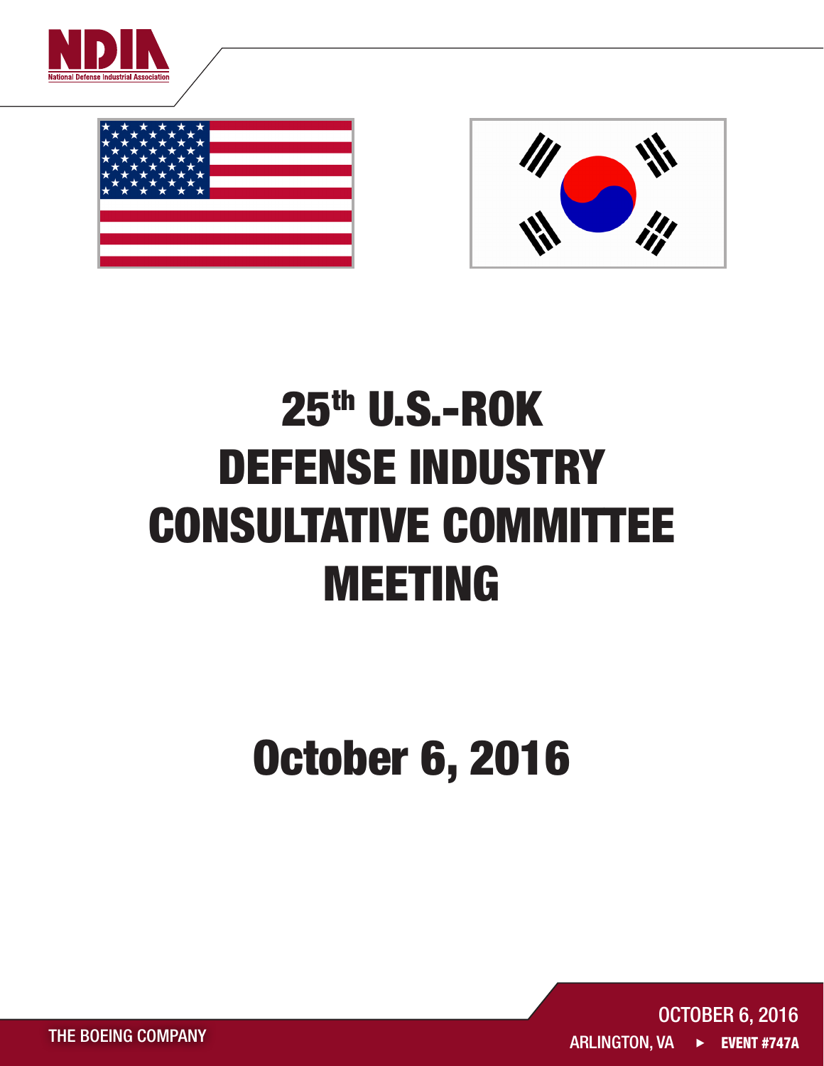# 25th U.S.-ROK DEFENSE INDUSTRY CONSULTATIVE COMMITTEE MEETING

## October 6, 2016

THE BOEING COMPANY

OCTOBER 6, 2016

ARLINGTON, VA ► EVENT #747A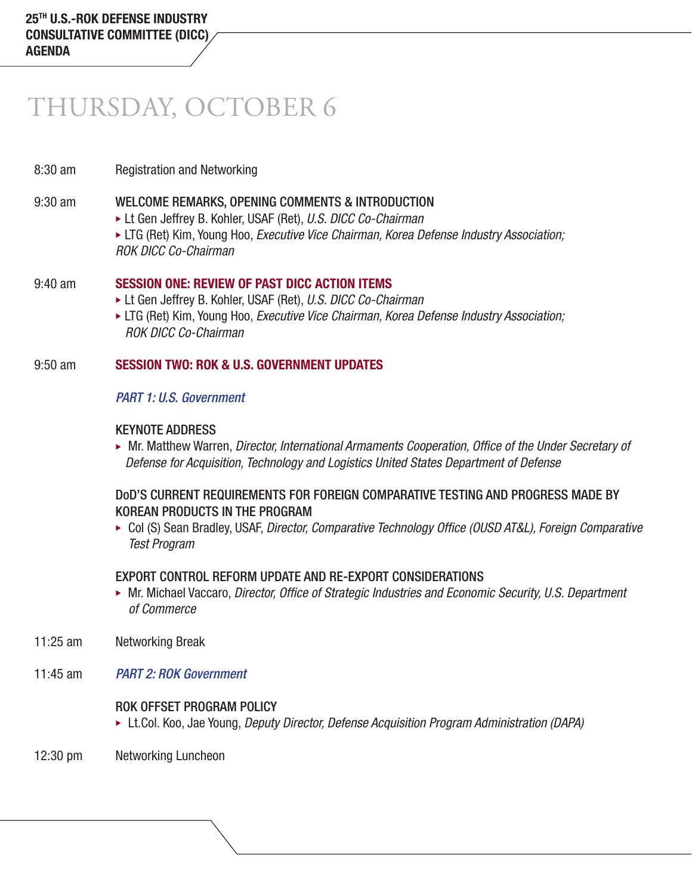# THURSDAY, OCTOBER 6

8:30 am Registration and Networking

9:30 am **WELCOME REMARKS, OPENING COMMENTS & INTRODUCTION**
- Lt Gen Jeffrey B. Kohler, USAF (Ret), *U.S. DICC Co-Chairman*
- LTG (Ret) Kim, Young Hoo, *Executive Vice Chairman, Korea Defense Industry Association; ROK DICC Co-Chairman*

9:40 am **SESSION ONE: REVIEW OF PAST DICC ACTION ITEMS**
- Lt Gen Jeffrey B. Kohler, USAF (Ret), *U.S. DICC Co-Chairman*
- LTG (Ret) Kim, Young Hoo, *Executive Vice Chairman, Korea Defense Industry Association; ROK DICC Co-Chairman*

9:50 am **SESSION TWO: ROK & U.S. GOVERNMENT UPDATES**

*PART 1: U.S. Government*

**KEYNOTE ADDRESS**
- Mr. Matthew Warren, *Director, International Armaments Cooperation, Office of the Under Secretary of Defense for Acquisition, Technology and Logistics United States Department of Defense*

**DoD'S CURRENT REQUIREMENTS FOR FOREIGN COMPARATIVE TESTING AND PROGRESS MADE BY KOREAN PRODUCTS IN THE PROGRAM**
- Col (S) Sean Bradley, USAF, *Director, Comparative Technology Office (OUSD AT&L), Foreign Comparative Test Program*

**EXPORT CONTROL REFORM UPDATE AND RE-EXPORT CONSIDERATIONS**
- Mr. Michael Vaccaro, *Director, Office of Strategic Industries and Economic Security, U.S. Department of Commerce*

11:25 am Networking Break

11:45 am *PART 2: ROK Government*

**ROK OFFSET PROGRAM POLICY**
- Lt.Col. Koo, Jae Young, *Deputy Director, Defense Acquisition Program Administration (DAPA)*

12:30 pm Networking Luncheon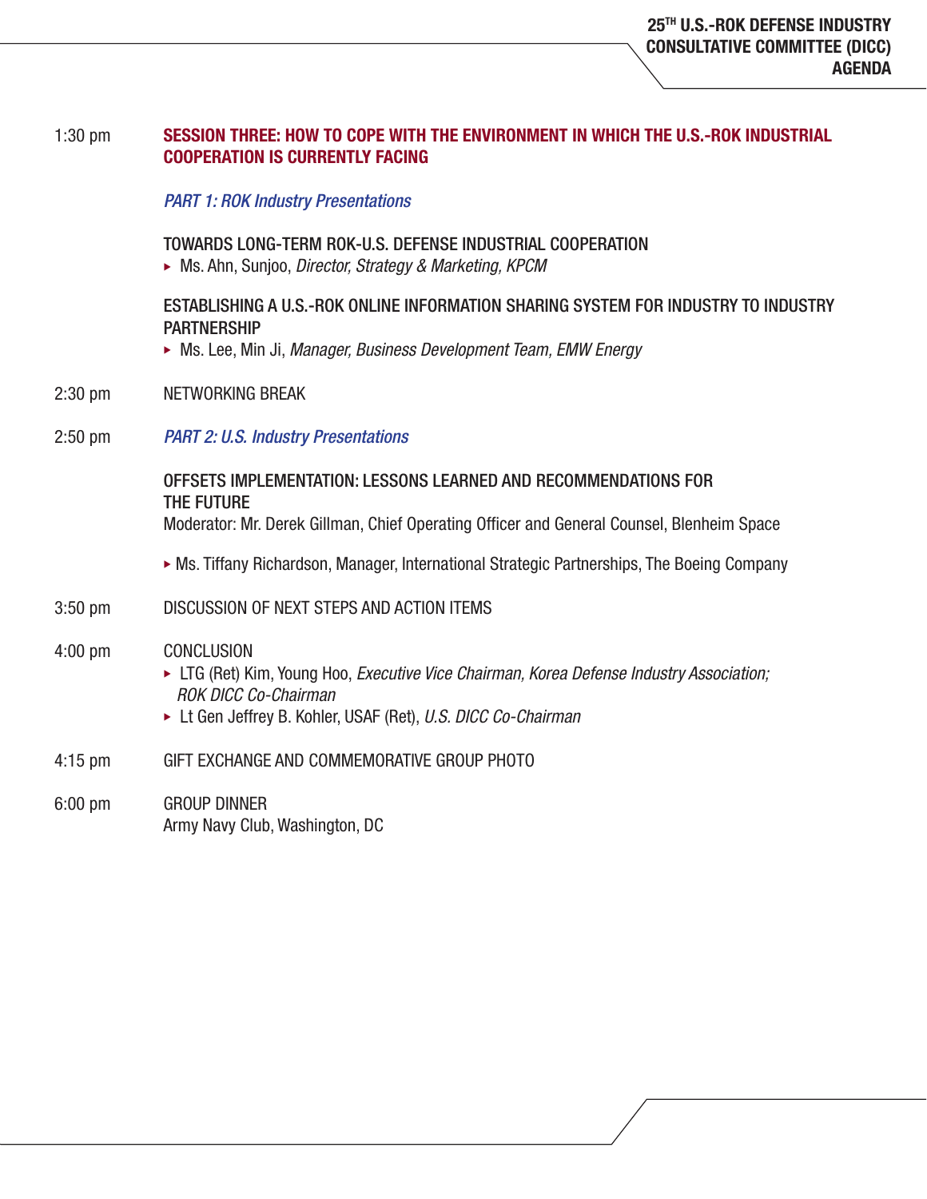1:30 pm **SESSION THREE: HOW TO COPE WITH THE ENVIRONMENT IN WHICH THE U.S.-ROK INDUSTRIAL COOPERATION IS CURRENTLY FACING**

*PART 1: ROK Industry Presentations*

TOWARDS LONG-TERM ROK-U.S. DEFENSE INDUSTRIAL COOPERATION
- Ms. Ahn, Sunjoo, *Director, Strategy & Marketing, KPCM*

ESTABLISHING A U.S.-ROK ONLINE INFORMATION SHARING SYSTEM FOR INDUSTRY TO INDUSTRY PARTNERSHIP
- Ms. Lee, Min Ji, *Manager, Business Development Team, EMW Energy*

2:30 pm NETWORKING BREAK

2:50 pm *PART 2: U.S. Industry Presentations*

OFFSETS IMPLEMENTATION: LESSONS LEARNED AND RECOMMENDATIONS FOR THE FUTURE
Moderator: Mr. Derek Gillman, Chief Operating Officer and General Counsel, Blenheim Space

- Ms. Tiffany Richardson, Manager, International Strategic Partnerships, The Boeing Company

3:50 pm DISCUSSION OF NEXT STEPS AND ACTION ITEMS

4:00 pm CONCLUSION
- LTG (Ret) Kim, Young Hoo, *Executive Vice Chairman, Korea Defense Industry Association; ROK DICC Co-Chairman*
- Lt Gen Jeffrey B. Kohler, USAF (Ret), *U.S. DICC Co-Chairman*

4:15 pm GIFT EXCHANGE AND COMMEMORATIVE GROUP PHOTO

6:00 pm GROUP DINNER
Army Navy Club, Washington, DC